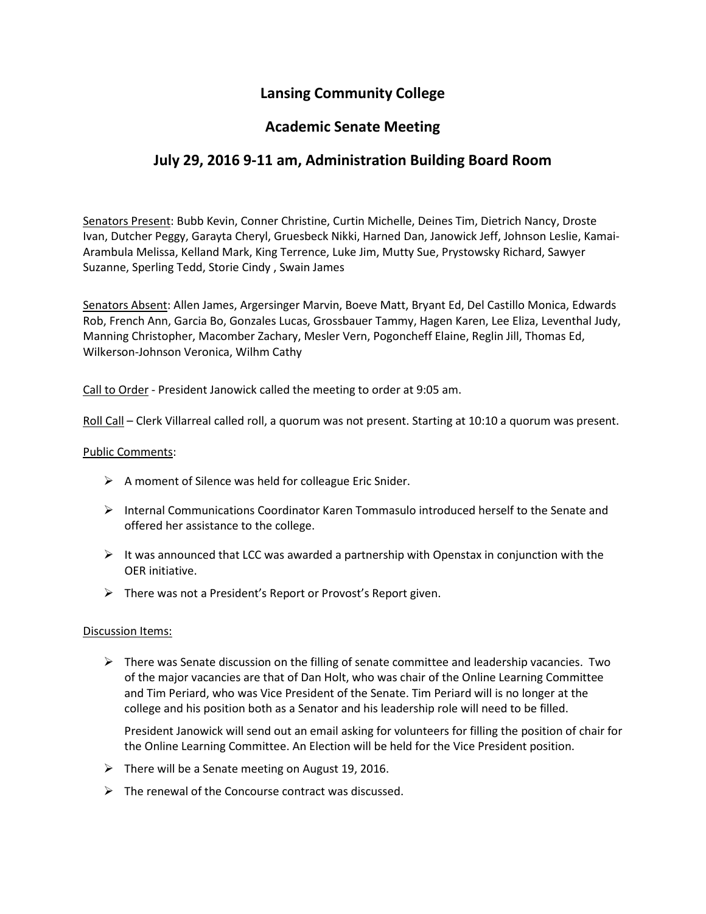# Lansing Community College

## Academic Senate Meeting

## July 29, 2016 9-11 am, Administration Building Board Room

Senators Present: Bubb Kevin, Conner Christine, Curtin Michelle, Deines Tim, Dietrich Nancy, Droste Ivan, Dutcher Peggy, Garayta Cheryl, Gruesbeck Nikki, Harned Dan, Janowick Jeff, Johnson Leslie, Kamai-Arambula Melissa, Kelland Mark, King Terrence, Luke Jim, Mutty Sue, Prystowsky Richard, Sawyer Suzanne, Sperling Tedd, Storie Cindy , Swain James

Senators Absent: Allen James, Argersinger Marvin, Boeve Matt, Bryant Ed, Del Castillo Monica, Edwards Rob, French Ann, Garcia Bo, Gonzales Lucas, Grossbauer Tammy, Hagen Karen, Lee Eliza, Leventhal Judy, Manning Christopher, Macomber Zachary, Mesler Vern, Pogoncheff Elaine, Reglin Jill, Thomas Ed, Wilkerson-Johnson Veronica, Wilhm Cathy

Call to Order - President Janowick called the meeting to order at 9:05 am.

Roll Call – Clerk Villarreal called roll, a quorum was not present. Starting at 10:10 a quorum was present.

Public Comments:

- A moment of Silence was held for colleague Eric Snider.
- Internal Communications Coordinator Karen Tommasulo introduced herself to the Senate and offered her assistance to the college.
- It was announced that LCC was awarded a partnership with Openstax in conjunction with the OER initiative.
- There was not a President's Report or Provost's Report given.

Discussion Items:

- There was Senate discussion on the filling of senate committee and leadership vacancies. Two of the major vacancies are that of Dan Holt, who was chair of the Online Learning Committee and Tim Periard, who was Vice President of the Senate. Tim Periard will is no longer at the college and his position both as a Senator and his leadership role will need to be filled.

  President Janowick will send out an email asking for volunteers for filling the position of chair for the Online Learning Committee. An Election will be held for the Vice President position.
- There will be a Senate meeting on August 19, 2016.
- The renewal of the Concourse contract was discussed.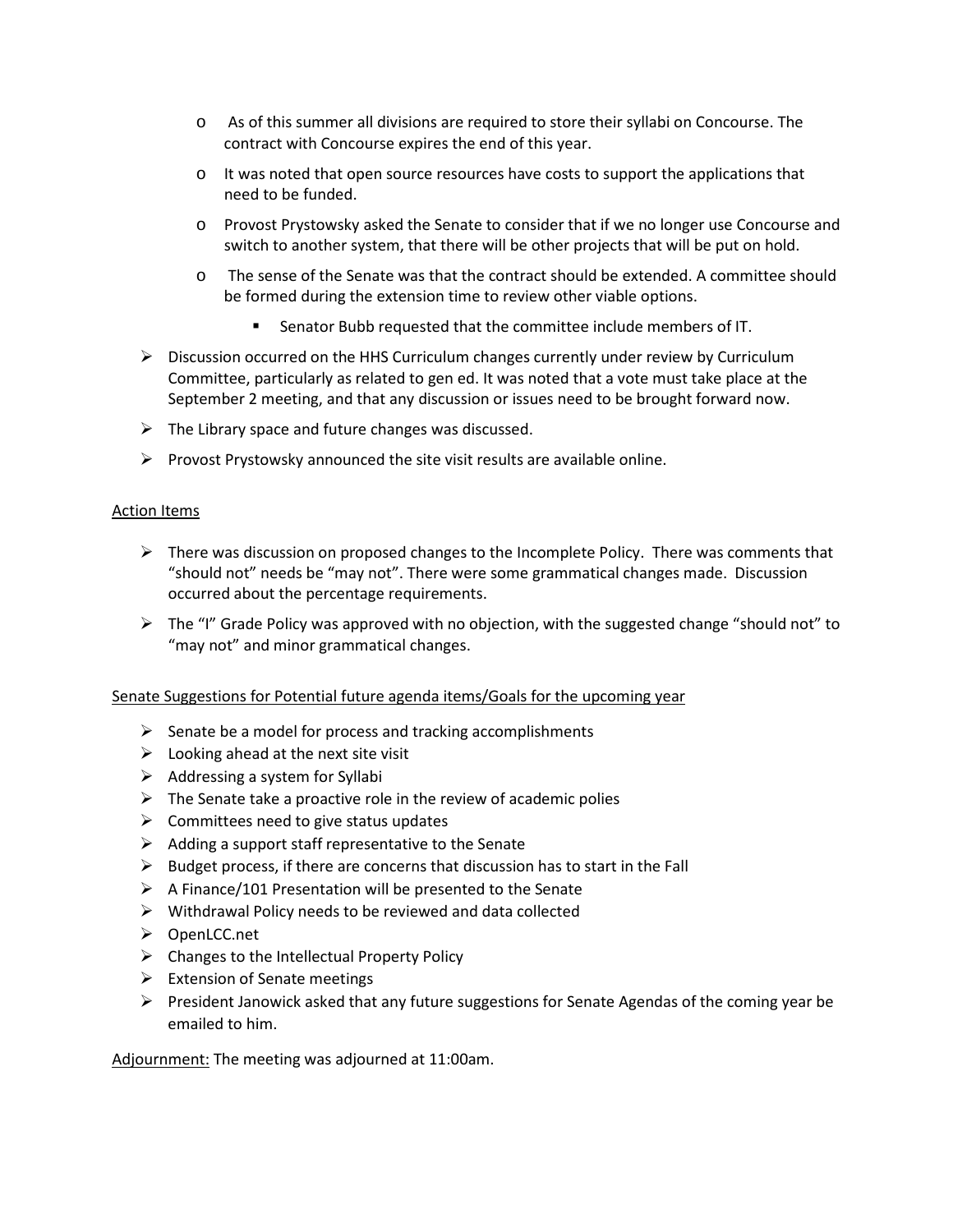- As of this summer all divisions are required to store their syllabi on Concourse. The contract with Concourse expires the end of this year.
- It was noted that open source resources have costs to support the applications that need to be funded.
- Provost Prystowsky asked the Senate to consider that if we no longer use Concourse and switch to another system, that there will be other projects that will be put on hold.
- The sense of the Senate was that the contract should be extended. A committee should be formed during the extension time to review other viable options.
  - Senator Bubb requested that the committee include members of IT.

- Discussion occurred on the HHS Curriculum changes currently under review by Curriculum Committee, particularly as related to gen ed. It was noted that a vote must take place at the September 2 meeting, and that any discussion or issues need to be brought forward now.
- The Library space and future changes was discussed.
- Provost Prystowsky announced the site visit results are available online.

Action Items

- There was discussion on proposed changes to the Incomplete Policy. There was comments that "should not" needs be "may not". There were some grammatical changes made. Discussion occurred about the percentage requirements.
- The "I" Grade Policy was approved with no objection, with the suggested change "should not" to "may not" and minor grammatical changes.

Senate Suggestions for Potential future agenda items/Goals for the upcoming year

- Senate be a model for process and tracking accomplishments
- Looking ahead at the next site visit
- Addressing a system for Syllabi
- The Senate take a proactive role in the review of academic polies
- Committees need to give status updates
- Adding a support staff representative to the Senate
- Budget process, if there are concerns that discussion has to start in the Fall
- A Finance/101 Presentation will be presented to the Senate
- Withdrawal Policy needs to be reviewed and data collected
- OpenLCC.net
- Changes to the Intellectual Property Policy
- Extension of Senate meetings
- President Janowick asked that any future suggestions for Senate Agendas of the coming year be emailed to him.

Adjournment: The meeting was adjourned at 11:00am.